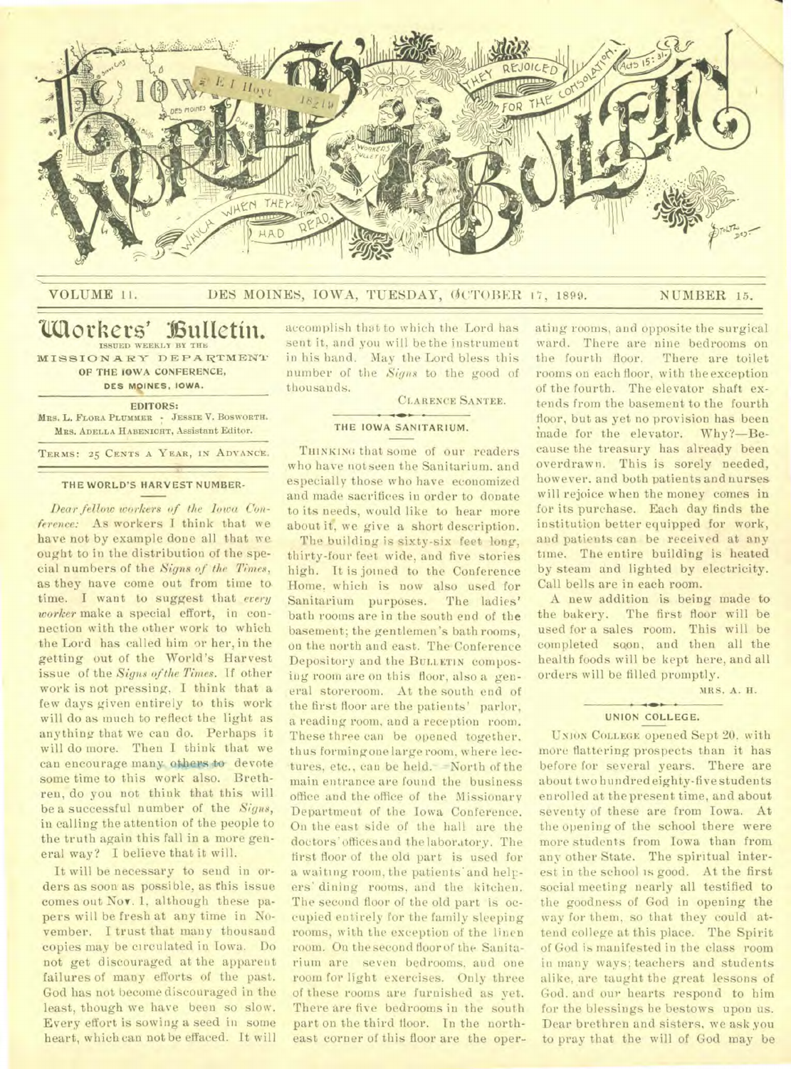# The Iowa Workers' Bulletin

VOLUME 11. DES MOINES, IOWA, TUESDAY, OCTOBER 17, 1899. NUMBER 15.

## Workers' Bulletin.

ISSUED WEEKLY BY THE
MISSIONARY DEPARTMENT
OF THE IOWA CONFERENCE,
DES MOINES, IOWA.

EDITORS:
MRS. L. FLORA PLUMMER - JESSIE V. BOSWORTH.
MRS. ADELLA HABENICHT, Assistant Editor.

TERMS: 25 CENTS A YEAR, IN ADVANCE.

### THE WORLD'S HARVEST NUMBER.

*Dear fellow workers of the Iowa Conference:* As workers I think that we have not by example done all that we ought to in the distribution of the special numbers of the *Signs of the Times*, as they have come out from time to time. I want to suggest that *every worker* make a special effort, in connection with the other work to which the Lord has called him or her, in the getting out of the World's Harvest issue of the *Signs of the Times*. If other work is not pressing, I think that a few days given entirely to this work will do as much to reflect the light as anything that we can do. Perhaps it will do more. Then I think that we can encourage many others to devote some time to this work also. Brethren, do you not think that this will be a successful number of the *Signs*, in calling the attention of the people to the truth again this fall in a more general way? I believe that it will.

It will be necessary to send in orders as soon as possible, as this issue comes out Nov. 1, although these papers will be fresh at any time in November. I trust that many thousand copies may be circulated in Iowa. Do not get discouraged at the apparent failures of many efforts of the past. God has not become discouraged in the least, though we have been so slow. Every effort is sowing a seed in some heart, which can not be effaced. It will accomplish that to which the Lord has sent it, and you will be the instrument in his hand. May the Lord bless this number of the *Signs* to the good of thousands.

CLARENCE SANTEE.

### THE IOWA SANITARIUM.

THINKING that some of our readers who have not seen the Sanitarium, and especially those who have economized and made sacrifices in order to donate to its needs, would like to hear more about it, we give a short description.

The building is sixty-six feet long, thirty-four feet wide, and five stories high. It is joined to the Conference Home, which is now also used for Sanitarium purposes. The ladies' bath rooms are in the south end of the basement; the gentlemen's bath rooms, on the north and east. The Conference Depository and the BULLETIN composing room are on this floor, also a general storeroom. At the south end of the first floor are the patients' parlor, a reading room, and a reception room. These three can be opened together, thus forming one large room, where lectures, etc., can be held. North of the main entrance are found the business office and the office of the Missionary Department of the Iowa Conference. On the east side of the hall are the doctors' offices and the laboratory. The first floor of the old part is used for a waiting room, the patients' and helpers' dining rooms, and the kitchen. The second floor of the old part is occupied entirely for the family sleeping rooms, with the exception of the linen room. On the second floor of the Sanitarium are seven bedrooms, and one room for light exercises. Only three of these rooms are furnished as yet. There are five bedrooms in the south part on the third floor. In the northeast corner of this floor are the operating rooms, and opposite the surgical ward. There are nine bedrooms on the fourth floor. There are toilet rooms on each floor, with the exception of the fourth. The elevator shaft extends from the basement to the fourth floor, but as yet no provision has been made for the elevator. Why?—Because the treasury has already been overdrawn. This is sorely needed, however, and both patients and nurses will rejoice when the money comes in for its purchase. Each day finds the institution better equipped for work, and patients can be received at any time. The entire building is heated by steam and lighted by electricity. Call bells are in each room.

A new addition is being made to the bakery. The first floor will be used for a sales room. This will be completed soon, and then all the health foods will be kept here, and all orders will be filled promptly.

MRS. A. H.

### UNION COLLEGE.

UNION COLLEGE opened Sept 20, with more flattering prospects than it has before for several years. There are about two hundred eighty-five students enrolled at the present time, and about seventy of these are from Iowa. At the opening of the school there were more students from Iowa than from any other State. The spiritual interest in the school is good. At the first social meeting nearly all testified to the goodness of God in opening the way for them, so that they could attend college at this place. The Spirit of God is manifested in the class room in many ways; teachers and students alike, are taught the great lessons of God, and our hearts respond to him for the blessings he bestows upon us. Dear brethren and sisters, we ask you to pray that the will of God may be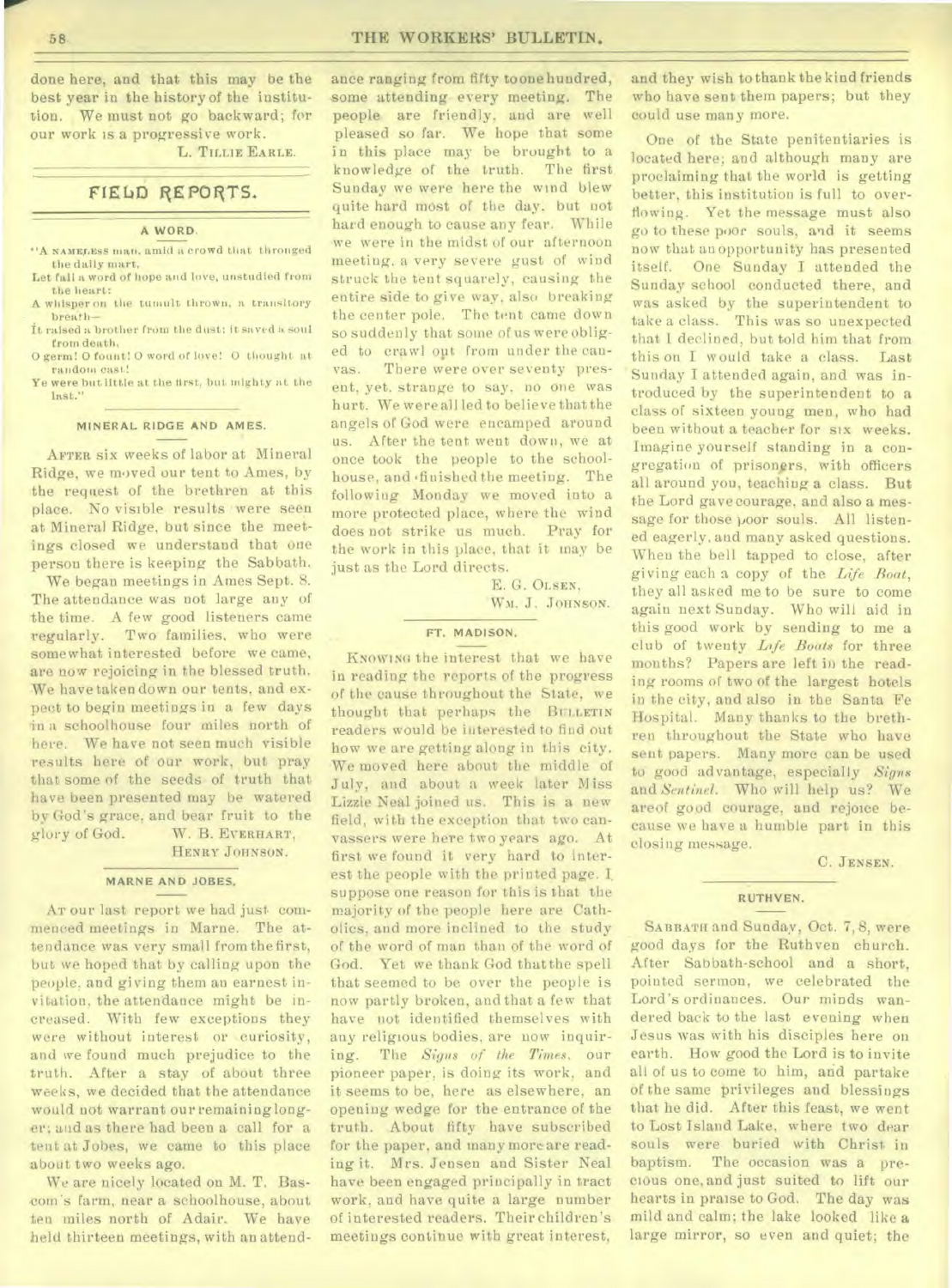done here, and that this may be the best year in the history of the institution. We must not go backward; for our work is a progressive work.

L. TILLIE EARLE.

## FIELD REPORTS.

### A WORD.

"A NAMELESS man, amid a crowd that thronged the daily mart,
Let fall a word of hope and love, unstudied from the heart:
A whisper on the tumult thrown, a transitory breath—
It raised a brother from the dust: it saved a soul from death.
O germ! O fount! O word of love! O thought at random cast!
Ye were but little at the first, but mighty at the last."

### MINERAL RIDGE AND AMES.

AFTER six weeks of labor at Mineral Ridge, we moved our tent to Ames, by the request of the brethren at this place. No visible results were seen at Mineral Ridge, but since the meetings closed we understand that one person there is keeping the Sabbath.

We began meetings in Ames Sept. 8. The attendance was not large any of the time. A few good listeners came regularly. Two families, who were somewhat interested before we came, are now rejoicing in the blessed truth. We have taken down our tents, and expect to begin meetings in a few days in a schoolhouse four miles north of here. We have not seen much visible results here of our work, but pray that some of the seeds of truth that have been presented may be watered by God's grace, and bear fruit to the glory of God.

W. B. EVERHART,
HENRY JOHNSON.

### MARNE AND JOBES.

AT our last report we had just commenced meetings in Marne. The attendance was very small from the first, but we hoped that by calling upon the people, and giving them an earnest invitation, the attendance might be increased. With few exceptions they were without interest or curiosity, and we found much prejudice to the truth. After a stay of about three weeks, we decided that the attendance would not warrant our remaining longer; and as there had been a call for a tent at Jobes, we came to this place about two weeks ago.

We are nicely located on M. T. Bascom's farm, near a schoolhouse, about ten miles north of Adair. We have held thirteen meetings, with an attendance ranging from fifty to one hundred, some attending every meeting. The people are friendly, and are well pleased so far. We hope that some in this place may be brought to a knowledge of the truth. The first Sunday we were here the wind blew quite hard most of the day, but not hard enough to cause any fear. While we were in the midst of our afternoon meeting, a very severe gust of wind struck the tent squarely, causing the entire side to give way, also breaking the center pole. The tent came down so suddenly that some of us were obliged to crawl out from under the canvas. There were over seventy present, yet, strange to say, no one was hurt. We were all led to believe that the angels of God were encamped around us. After the tent went down, we at once took the people to the schoolhouse, and finished the meeting. The following Monday we moved into a more protected place, where the wind does not strike us much. Pray for the work in this place, that it may be just as the Lord directs.

E. G. OLSEN,
WM. J. JOHNSON.

### FT. MADISON.

KNOWING the interest that we have in reading the reports of the progress of the cause throughout the State, we thought that perhaps the BULLETIN readers would be interested to find out how we are getting along in this city. We moved here about the middle of July, and about a week later Miss Lizzie Neal joined us. This is a new field, with the exception that two canvassers were here two years ago. At first we found it very hard to interest the people with the printed page. I suppose one reason for this is that the majority of the people here are Catholics, and more inclined to the study of the word of man than of the word of God. Yet we thank God that the spell that seemed to be over the people is now partly broken, and that a few that have not identified themselves with any religious bodies, are now inquiring. The *Signs of the Times*, our pioneer paper, is doing its work, and it seems to be, here as elsewhere, an opening wedge for the entrance of the truth. About fifty have subscribed for the paper, and many more are reading it. Mrs. Jensen and Sister Neal have been engaged principally in tract work, and have quite a large number of interested readers. Their children's meetings continue with great interest, and they wish to thank the kind friends who have sent them papers; but they could use many more.

One of the State penitentiaries is located here; and although many are proclaiming that the world is getting better, this institution is full to overflowing. Yet the message must also go to these poor souls, and it seems now that an opportunity has presented itself. One Sunday I attended the Sunday school conducted there, and was asked by the superintendent to take a class. This was so unexpected that I declined, but told him that from this on I would take a class. Last Sunday I attended again, and was introduced by the superintendent to a class of sixteen young men, who had been without a teacher for six weeks. Imagine yourself standing in a congregation of prisoners, with officers all around you, teaching a class. But the Lord gave courage, and also a message for those poor souls. All listened eagerly, and many asked questions. When the bell tapped to close, after giving each a copy of the *Life Boat*, they all asked me to be sure to come again next Sunday. Who will aid in this good work by sending to me a club of twenty *Life Boats* for three months? Papers are left in the reading rooms of two of the largest hotels in the city, and also in the Santa Fe Hospital. Many thanks to the brethren throughout the State who have sent papers. Many more can be used to good advantage, especially *Signs* and *Sentinel*. Who will help us? We are of good courage, and rejoice because we have a humble part in this closing message.

C. JENSEN.

### RUTHVEN.

SABBATH and Sunday, Oct. 7, 8, were good days for the Ruthven church. After Sabbath-school and a short, pointed sermon, we celebrated the Lord's ordinances. Our minds wandered back to the last evening when Jesus was with his disciples here on earth. How good the Lord is to invite all of us to come to him, and partake of the same privileges and blessings that he did. After this feast, we went to Lost Island Lake, where two dear souls were buried with Christ in baptism. The occasion was a precious one, and just suited to lift our hearts in praise to God. The day was mild and calm; the lake looked like a large mirror, so even and quiet; the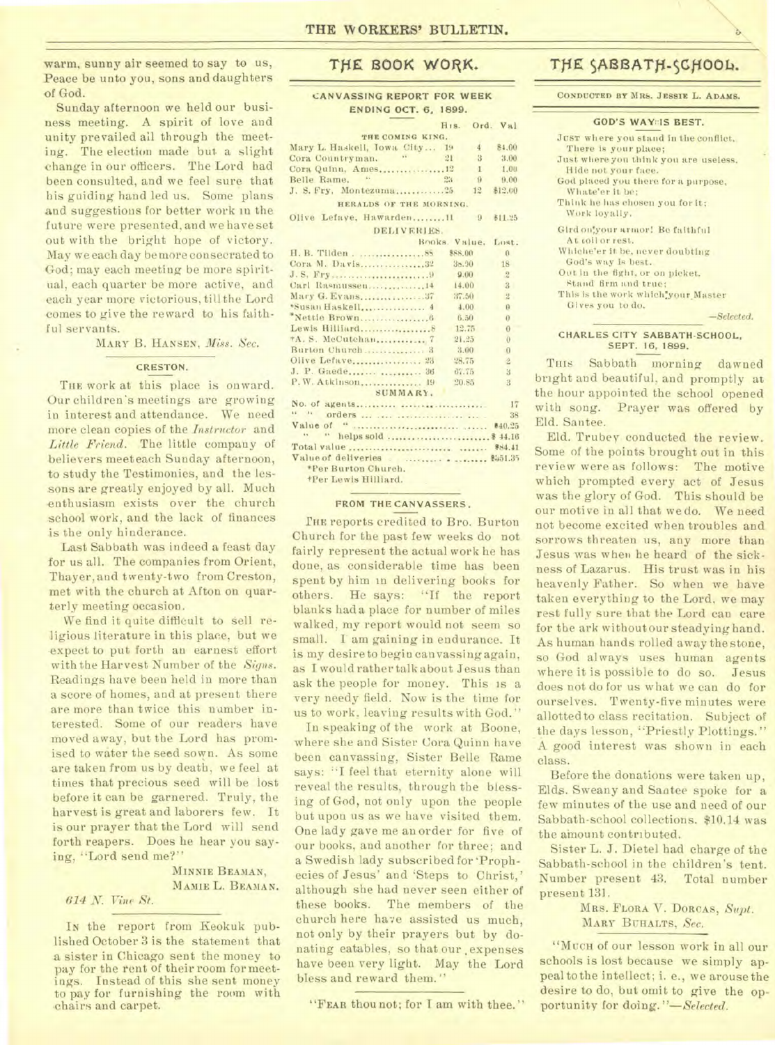warm, sunny air seemed to say to us, Peace be unto you, sons and daughters of God.

Sunday afternoon we held our business meeting. A spirit of love and unity prevailed all through the meeting. The election made but a slight change in our officers. The Lord had been consulted, and we feel sure that his guiding hand led us. Some plans and suggestions for better work in the future were presented, and we have set out with the bright hope of victory. May we each day be more consecrated to God; may each meeting be more spiritual, each quarter be more active, and each year more victorious, till the Lord comes to give the reward to his faithful servants.

MARY B. HANSEN, *Miss. Sec.*

### CRESTON.

THE work at this place is onward. Our children's meetings are growing in interest and attendance. We need more clean copies of the *Instructor* and *Little Friend*. The little company of believers meet each Sunday afternoon, to study the Testimonies, and the lessons are greatly enjoyed by all. Much enthusiasm exists over the church school work, and the lack of finances is the only hinderance.

Last Sabbath was indeed a feast day for us all. The companies from Orient, Thayer, and twenty-two from Creston, met with the church at Afton on quarterly meeting occasion.

We find it quite difficult to sell religious literature in this place, but we expect to put forth an earnest effort with the Harvest Number of the *Signs*. Readings have been held in more than a score of homes, and at present there are more than twice this number interested. Some of our readers have moved away, but the Lord has promised to water the seed sown. As some are taken from us by death, we feel at times that precious seed will be lost before it can be garnered. Truly, the harvest is great and laborers few. It is our prayer that the Lord will send forth reapers. Does he hear you saying, "Lord send me?"

MINNIE BEAMAN,
MAMIE L. BEAMAN.

*614 N. Vine St.*

IN the report from Keokuk published October 3 is the statement that a sister in Chicago sent the money to pay for the rent of their room for meetings. Instead of this she sent money to pay for furnishing the room with chairs and carpet.

## THE BOOK WORK.

### CANVASSING REPORT FOR WEEK ENDING OCT. 6, 1899.

| | Hrs. | Ord. | Val |
|---|---|---|---|
| THE COMING KING. | | | |
| Mary L. Haskell, Iowa City | 19 | 4 | $4.00 |
| Cora Countryman, " | 21 | 3 | 3.00 |
| Cora Quinn, Ames | 12 | 1 | 1.00 |
| Belle Rame. " | 23 | 9 | 9.00 |
| J. S. Fry, Montezuma | 25 | 12 | $12.00 |
| HERALDS OF THE MORNING. | | | |
| Olive Lefave, Hawarden | 11 | 9 | $11.25 |

DELIVERIES.

| | Books. | Value. | Lost. |
|---|---|---|---|
| H. B. Tilden | 88 | $88.00 | 0 |
| Cora M. Davis | 32 | 38.90 | 18 |
| J. S. Fry | 9 | 9.00 | 2 |
| Carl Rasmussen | 14 | 14.00 | 3 |
| Mary G. Evans | 37 | 37.50 | 2 |
| *Susan Haskell | 4 | 4.00 | 0 |
| *Nettie Brown | 6 | 6.50 | 0 |
| Lewis Hilliard | 8 | 12.75 | 0 |
| †A. S. McCutchan | 7 | 21.25 | 0 |
| Burton Church | 3 | 3.00 | 0 |
| Olive Lefave | 23 | 28.75 | 2 |
| J. P. Gaede | 36 | 67.75 | 3 |
| P. W. Atkinson | 19 | 20.85 | 3 |

SUMMARY.

| | |
|---|---|
| No. of agents | 17 |
| " " orders | 38 |
| Value of " | $40.25 |
| " " helps sold | $44.16 |
| Total value | $84.41 |
| Value of deliveries | $351.35 |

*Per Burton Church.
†Per Lewis Hilliard.

### FROM THE CANVASSERS.

THE reports credited to Bro. Burton Church for the past few weeks do not fairly represent the actual work he has done, as considerable time has been spent by him in delivering books for others. He says: "If the report blanks had a place for number of miles walked, my report would not seem so small. I am gaining in endurance. It is my desire to begin canvassing again, as I would rather talk about Jesus than ask the people for money. This is a very needy field. Now is the time for us to work, leaving results with God."

In speaking of the work at Boone, where she and Sister Cora Quinn have been canvassing, Sister Belle Rame says: "I feel that eternity alone will reveal the results, through the blessing of God, not only upon the people but upon us as we have visited them. One lady gave me an order for five of our books, and another for three; and a Swedish lady subscribed for 'Prophecies of Jesus' and 'Steps to Christ,' although she had never seen either of these books. The members of the church here have assisted us much, not only by their prayers but by donating eatables, so that our expenses have been very light. May the Lord bless and reward them."

"FEAR thou not; for I am with thee."

## THE SABBATH-SCHOOL.

CONDUCTED BY MRS. JESSIE L. ADAMS.

### GOD'S WAY IS BEST.

JUST where you stand in the conflict,
There is your place;
Just where you think you are useless,
Hide not your face.
God placed you there for a purpose,
Whate'er it be;
Think he has chosen you for it;
Work loyally.

Gird on your armor! Be faithful
At toil or rest,
Which'er it be, never doubting
God's way is best.
Out in the fight, or on picket,
Stand firm and true;
This is the work which your Master
Gives you to do.

—*Selected.*

### CHARLES CITY SABBATH-SCHOOL, SEPT. 16, 1899.

THIS Sabbath morning dawned bright and beautiful, and promptly at the hour appointed the school opened with song. Prayer was offered by Eld. Santee.

Eld. Trubey conducted the review. Some of the points brought out in this review were as follows: The motive which prompted every act of Jesus was the glory of God. This should be our motive in all that we do. We need not become excited when troubles and sorrows threaten us, any more than Jesus was when he heard of the sickness of Lazarus. His trust was in his heavenly Father. So when we have taken everything to the Lord, we may rest fully sure that the Lord can care for the ark without our steadying hand. As human hands rolled away the stone, so God always uses human agents where it is possible to do so. Jesus does not do for us what we can do for ourselves. Twenty-five minutes were allotted to class recitation. Subject of the days lesson, "Priestly Plottings." A good interest was shown in each class.

Before the donations were taken up, Elds. Sweany and Santee spoke for a few minutes of the use and need of our Sabbath-school collections. $10.14 was the amount contributed.

Sister L. J. Dietel had charge of the Sabbath-school in the children's tent. Number present 43. Total number present 131.

MRS. FLORA V. DORCAS, *Supt.*
MARY BUHALTS, *Sec.*

"MUCH of our lesson work in all our schools is lost because we simply appeal to the intellect; i. e., we arouse the desire to do, but omit to give the opportunity for doing."—*Selected.*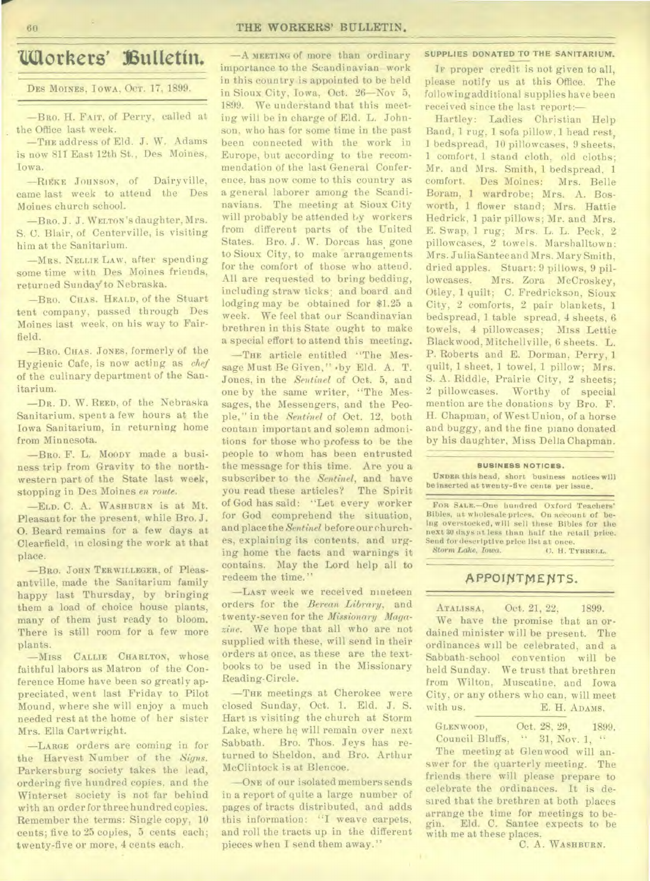# Workers' Bulletin.

DES MOINES, IOWA, OCT. 17, 1899.

—BRO. H. FAIT, of Perry, called at the Office last week.

—THE address of Eld. J. W. Adams is now 811 East 12th St., Des Moines, Iowa.

—RIEKE JOHNSON, of Dairyville, came last week to attend the Des Moines church school.

—BRO. J. J. WELTON'S daughter, Mrs. S. C. Blair, of Centerville, is visiting him at the Sanitarium.

—MRS. NELLIE LAW, after spending some time with Des Moines friends, returned Sunday to Nebraska.

—BRO. CHAS. HEALD, of the Stuart tent company, passed through Des Moines last week, on his way to Fairfield.

—BRO. CHAS. JONES, formerly of the Hygienic Cafe, is now acting as *chef* of the culinary department of the Sanitarium.

—DR. D. W. REED, of the Nebraska Sanitarium, spent a few hours at the Iowa Sanitarium, in returning home from Minnesota.

—BRO. F. L. MOODY made a business trip from Gravity to the northwestern part of the State last week, stopping in Des Moines *en route*.

—ELD. C. A. WASHBURN is at Mt. Pleasant for the present, while Bro. J. O. Beard remains for a few days at Clearfield, in closing the work at that place.

—BRO. JOHN TERWILLEGER, of Pleasantville, made the Sanitarium family happy last Thursday, by bringing them a load of choice house plants, many of them just ready to bloom. There is still room for a few more plants.

—MISS CALLIE CHARLTON, whose faithful labors as Matron of the Conference Home have been so greatly appreciated, went last Friday to Pilot Mound, where she will enjoy a much needed rest at the home of her sister Mrs. Ella Cartwright.

—LARGE orders are coming in for the Harvest Number of the *Signs*. Parkersburg society takes the lead, ordering five hundred copies, and the Winterset society is not far behind with an order for three hundred copies. Remember the terms: Single copy, 10 cents; five to 25 copies, 5 cents each; twenty-five or more, 4 cents each.

—A MEETING of more than ordinary importance to the Scandinavian work in this country is appointed to be held in Sioux City, Iowa, Oct. 26—Nov 5, 1899. We understand that this meeting will be in charge of Eld. L. Johnson, who has for some time in the past been connected with the work in Europe, but according to the recommendation of the last General Conference, has now come to this country as a general laborer among the Scandinavians. The meeting at Sioux City will probably be attended by workers from different parts of the United States. Bro. J. W. Dorcas has gone to Sioux City, to make arrangements for the comfort of those who attend. All are requested to bring bedding, including straw ticks; and board and lodging may be obtained for $1.25 a week. We feel that our Scandinavian brethren in this State ought to make a special effort to attend this meeting.

—THE article entitled "The Message Must Be Given," by Eld. A. T. Jones, in the *Sentinel* of Oct. 5, and one by the same writer, "The Messages, the Messengers, and the People," in the *Sentinel* of Oct. 12, both contain important and solemn admonitions for those who profess to be the people to whom has been entrusted the message for this time. Are you a subscriber to the *Sentinel*, and have you read these articles? The Spirit of God has said: "Let every worker for God comprehend the situation, and place the *Sentinel* before our churches, explaining its contents, and urging home the facts and warnings it contains. May the Lord help all to redeem the time."

—LAST week we received nineteen orders for the *Berean Library*, and twenty-seven for the *Missionary Magazine*. We hope that all who are not supplied with these, will send in their orders at once, as these are the textbooks to be used in the Missionary Reading-Circle.

—THE meetings at Cherokee were closed Sunday, Oct. 1. Eld. J. S. Hart is visiting the church at Storm Lake, where he will remain over next Sabbath. Bro. Thos. Jeys has returned to Sheldon, and Bro. Arthur McClintock is at Blencoe.

—ONE of our isolated members sends in a report of quite a large number of pages of tracts distributed, and adds this information: "I weave carpets, and roll the tracts up in the different pieces when I send them away."

### SUPPLIES DONATED TO THE SANITARIUM.

IF proper credit is not given to all, please notify us at this Office. The following additional supplies have been received since the last report:—

Hartley: Ladies Christian Help Band, 1 rug, 1 sofa pillow, 1 head rest, 1 bedspread, 10 pillowcases, 9 sheets, 1 comfort, 1 stand cloth, old cloths; Mr. and Mrs. Smith, 1 bedspread, 1 comfort. Des Moines: Mrs. Belle Boram, 1 wardrobe; Mrs. A. Bosworth, 1 flower stand; Mrs. Hattie Hedrick, 1 pair pillows; Mr. and Mrs. E. Swap, 1 rug; Mrs. L. L. Peck, 2 pillowcases, 2 towels. Marshalltown: Mrs. Julia Santee and Mrs. Mary Smith, dried apples. Stuart: 9 pillows, 9 pillowcases. Mrs. Zora McCroskey, Otley, 1 quilt; C. Fredrickson, Sioux City, 2 comforts, 2 pair blankets, 1 bedspread, 1 table spread, 4 sheets, 6 towels, 4 pillowcases; Miss Lettie Blackwood, Mitchellville, 6 sheets. L. P. Roberts and E. Dorman, Perry, 1 quilt, 1 sheet, 1 towel, 1 pillow; Mrs. S. A. Riddle, Prairie City, 2 sheets; 2 pillowcases. Worthy of special mention are the donations by Bro. F. H. Chapman, of West Union, of a horse and buggy, and the fine piano donated by his daughter, Miss Della Chapman.

### BUSINESS NOTICES.

UNDER this head, short business notices will be inserted at twenty-five cents per issue.

FOR SALE.—One hundred Oxford Teachers' Bibles, at wholesale prices. On account of being overstocked, will sell these Bibles for the next 30 days at less than half the retail price. Send for descriptive price list at once.
*Storm Lake, Iowa.* C. H. TYRRELL.

## APPOINTMENTS.

ATALISSA, Oct. 21, 22, 1899.

We have the promise that an ordained minister will be present. The ordinances will be celebrated, and a Sabbath-school convention will be held Sunday. We trust that brethren from Wilton, Muscatine, and Iowa City, or any others who can, will meet with us.
E. H. ADAMS.

GLENWOOD, Oct. 28, 29, 1899.
Council Bluffs, " 31, Nov. 1, "

The meeting at Glenwood will answer for the quarterly meeting. The friends there will please prepare to celebrate the ordinances. It is desired that the brethren at both places arrange the time for meetings to begin. Eld. C. Santee expects to be with me at these places.
C. A. WASHBURN.